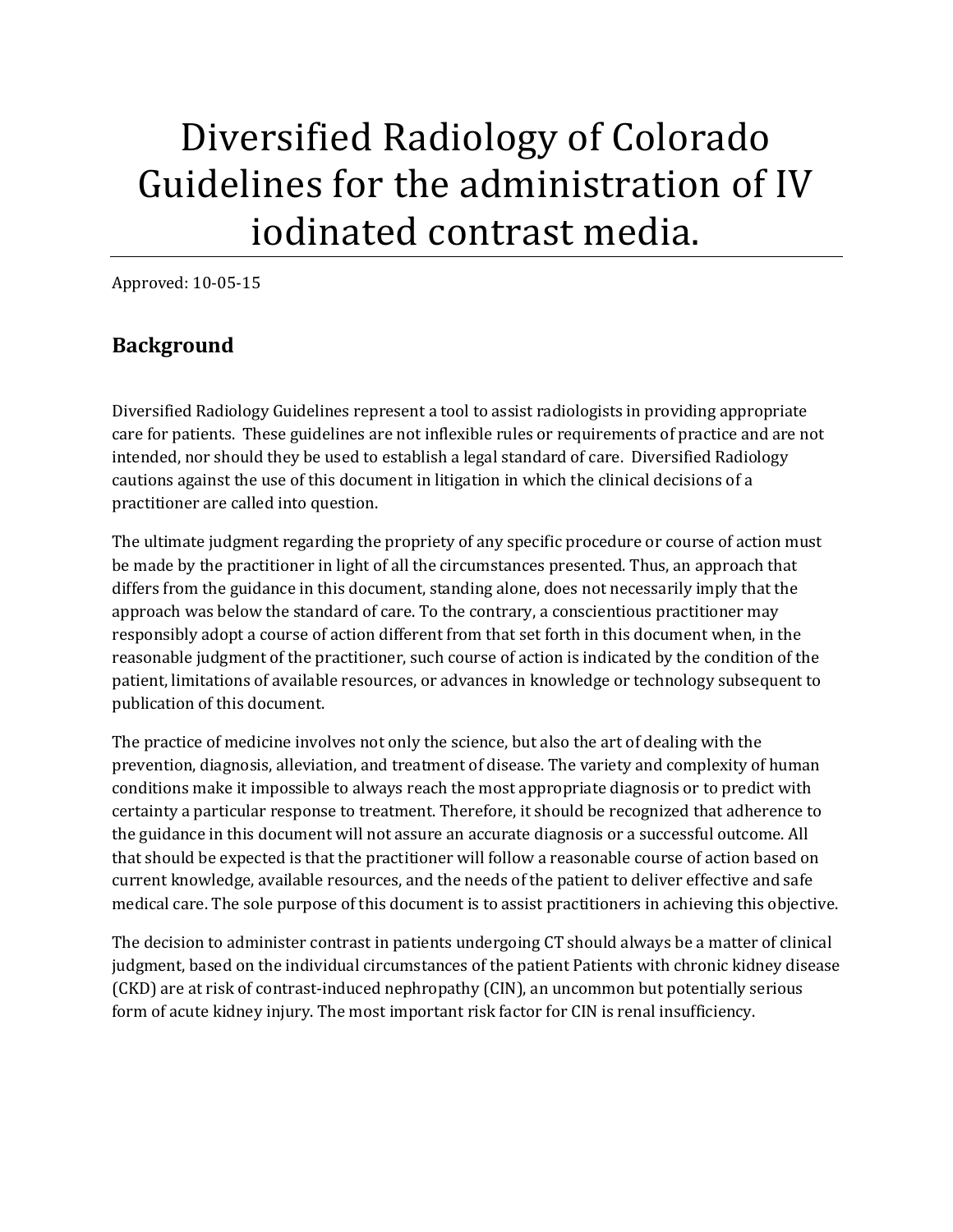# Diversified Radiology of Colorado Guidelines for the administration of IV iodinated contrast media.

Approved: 10-05-15

## Background

Diversified Radiology Guidelines represent a tool to assist radiologists in providing appropriate care for patients. These guidelines are not inflexible rules or requirements of practice and are not intended, nor should they be used to establish a legal standard of care. Diversified Radiology cautions against the use of this document in litigation in which the clinical decisions of a practitioner are called into question.

The ultimate judgment regarding the propriety of any specific procedure or course of action must be made by the practitioner in light of all the circumstances presented. Thus, an approach that differs from the guidance in this document, standing alone, does not necessarily imply that the approach was below the standard of care. To the contrary, a conscientious practitioner may responsibly adopt a course of action different from that set forth in this document when, in the reasonable judgment of the practitioner, such course of action is indicated by the condition of the patient, limitations of available resources, or advances in knowledge or technology subsequent to publication of this document.

The practice of medicine involves not only the science, but also the art of dealing with the prevention, diagnosis, alleviation, and treatment of disease. The variety and complexity of human conditions make it impossible to always reach the most appropriate diagnosis or to predict with certainty a particular response to treatment. Therefore, it should be recognized that adherence to the guidance in this document will not assure an accurate diagnosis or a successful outcome. All that should be expected is that the practitioner will follow a reasonable course of action based on current knowledge, available resources, and the needs of the patient to deliver effective and safe medical care. The sole purpose of this document is to assist practitioners in achieving this objective.

The decision to administer contrast in patients undergoing CT should always be a matter of clinical judgment, based on the individual circumstances of the patient Patients with chronic kidney disease (CKD) are at risk of contrast-induced nephropathy (CIN), an uncommon but potentially serious form of acute kidney injury. The most important risk factor for CIN is renal insufficiency.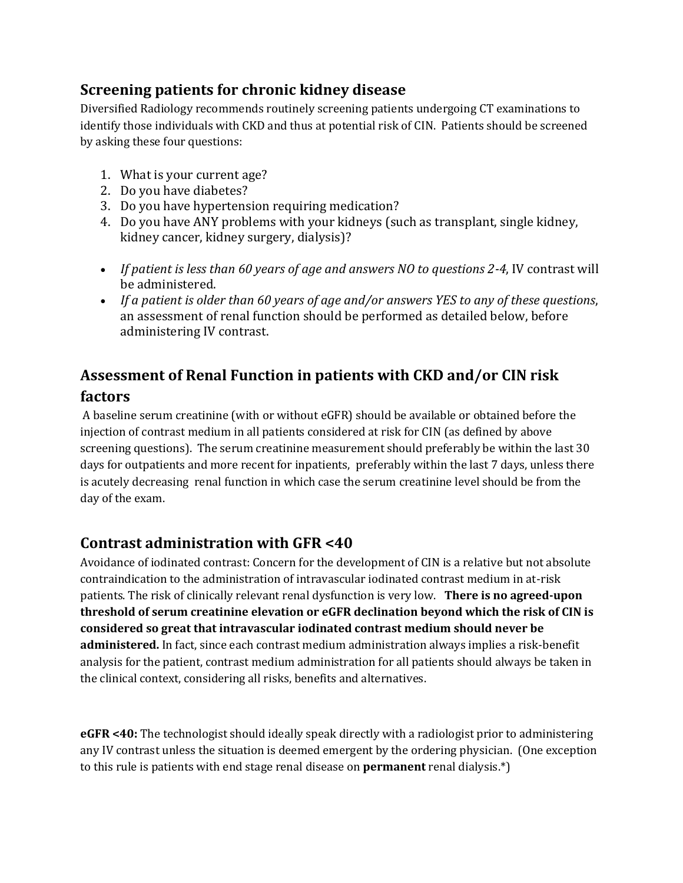## Screening patients for chronic kidney disease

Diversified Radiology recommends routinely screening patients undergoing CT examinations to identify those individuals with CKD and thus at potential risk of CIN. Patients should be screened by asking these four questions:

1. What is your current age?
2. Do you have diabetes?
3. Do you have hypertension requiring medication?
4. Do you have ANY problems with your kidneys (such as transplant, single kidney, kidney cancer, kidney surgery, dialysis)?

- *If patient is less than 60 years of age and answers NO to questions 2-4*, IV contrast will be administered.
- *If a patient is older than 60 years of age and/or answers YES to any of these questions*, an assessment of renal function should be performed as detailed below, before administering IV contrast.

## Assessment of Renal Function in patients with CKD and/or CIN risk factors

A baseline serum creatinine (with or without eGFR) should be available or obtained before the injection of contrast medium in all patients considered at risk for CIN (as defined by above screening questions). The serum creatinine measurement should preferably be within the last 30 days for outpatients and more recent for inpatients, preferably within the last 7 days, unless there is acutely decreasing renal function in which case the serum creatinine level should be from the day of the exam.

## Contrast administration with GFR <40

Avoidance of iodinated contrast: Concern for the development of CIN is a relative but not absolute contraindication to the administration of intravascular iodinated contrast medium in at-risk patients. The risk of clinically relevant renal dysfunction is very low. **There is no agreed-upon threshold of serum creatinine elevation or eGFR declination beyond which the risk of CIN is considered so great that intravascular iodinated contrast medium should never be administered.** In fact, since each contrast medium administration always implies a risk-benefit analysis for the patient, contrast medium administration for all patients should always be taken in the clinical context, considering all risks, benefits and alternatives.

**eGFR <40:** The technologist should ideally speak directly with a radiologist prior to administering any IV contrast unless the situation is deemed emergent by the ordering physician. (One exception to this rule is patients with end stage renal disease on **permanent** renal dialysis.*)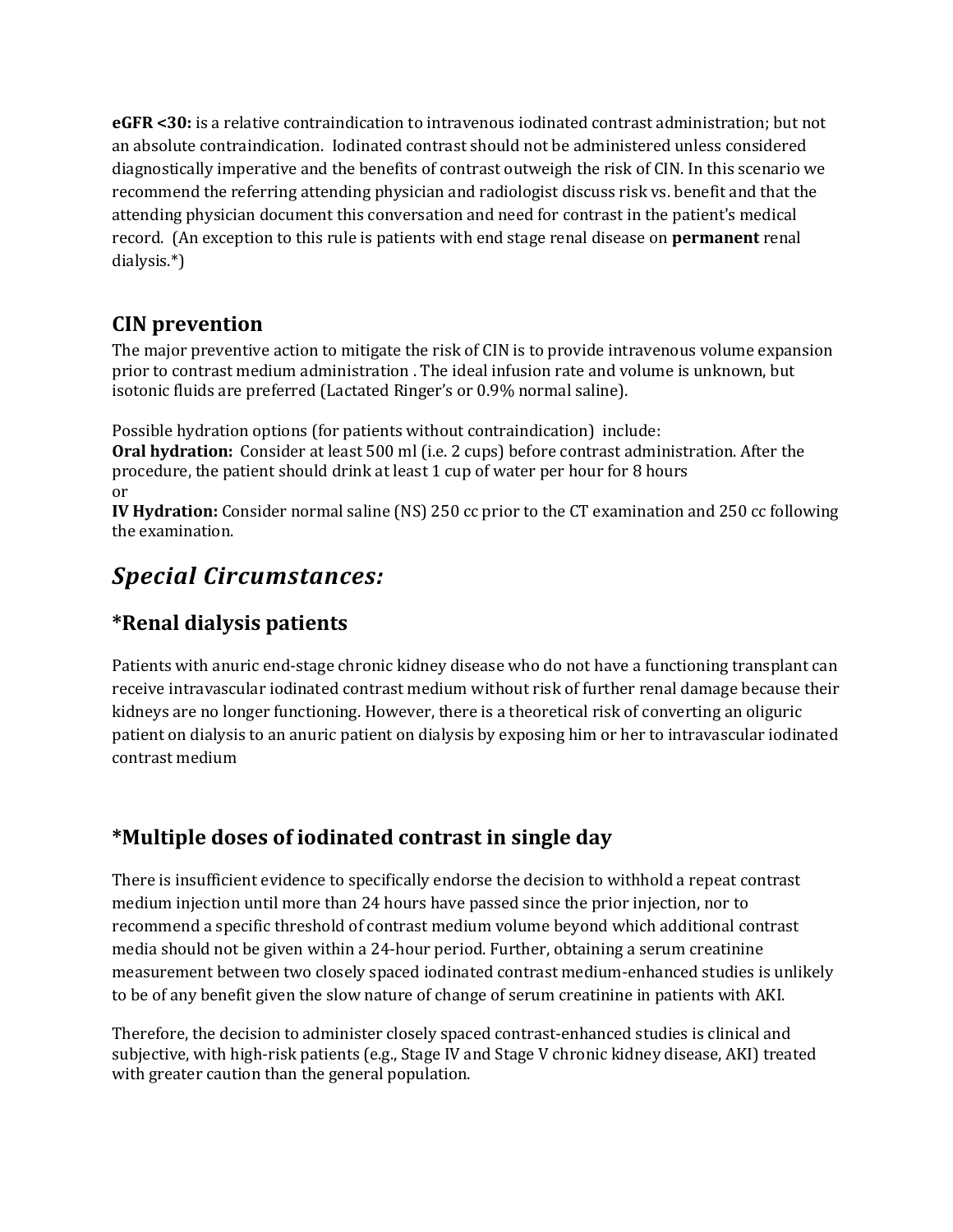**eGFR <30:** is a relative contraindication to intravenous iodinated contrast administration; but not an absolute contraindication. Iodinated contrast should not be administered unless considered diagnostically imperative and the benefits of contrast outweigh the risk of CIN. In this scenario we recommend the referring attending physician and radiologist discuss risk vs. benefit and that the attending physician document this conversation and need for contrast in the patient's medical record. (An exception to this rule is patients with end stage renal disease on **permanent** renal dialysis.*)

## CIN prevention

The major preventive action to mitigate the risk of CIN is to provide intravenous volume expansion prior to contrast medium administration . The ideal infusion rate and volume is unknown, but isotonic fluids are preferred (Lactated Ringer's or 0.9% normal saline).

Possible hydration options (for patients without contraindication) include:
**Oral hydration:** Consider at least 500 ml (i.e. 2 cups) before contrast administration. After the procedure, the patient should drink at least 1 cup of water per hour for 8 hours
or
**IV Hydration:** Consider normal saline (NS) 250 cc prior to the CT examination and 250 cc following the examination.

# *Special Circumstances:*

## *Renal dialysis patients

Patients with anuric end-stage chronic kidney disease who do not have a functioning transplant can receive intravascular iodinated contrast medium without risk of further renal damage because their kidneys are no longer functioning. However, there is a theoretical risk of converting an oliguric patient on dialysis to an anuric patient on dialysis by exposing him or her to intravascular iodinated contrast medium

## *Multiple doses of iodinated contrast in single day

There is insufficient evidence to specifically endorse the decision to withhold a repeat contrast medium injection until more than 24 hours have passed since the prior injection, nor to recommend a specific threshold of contrast medium volume beyond which additional contrast media should not be given within a 24-hour period. Further, obtaining a serum creatinine measurement between two closely spaced iodinated contrast medium-enhanced studies is unlikely to be of any benefit given the slow nature of change of serum creatinine in patients with AKI.

Therefore, the decision to administer closely spaced contrast-enhanced studies is clinical and subjective, with high-risk patients (e.g., Stage IV and Stage V chronic kidney disease, AKI) treated with greater caution than the general population.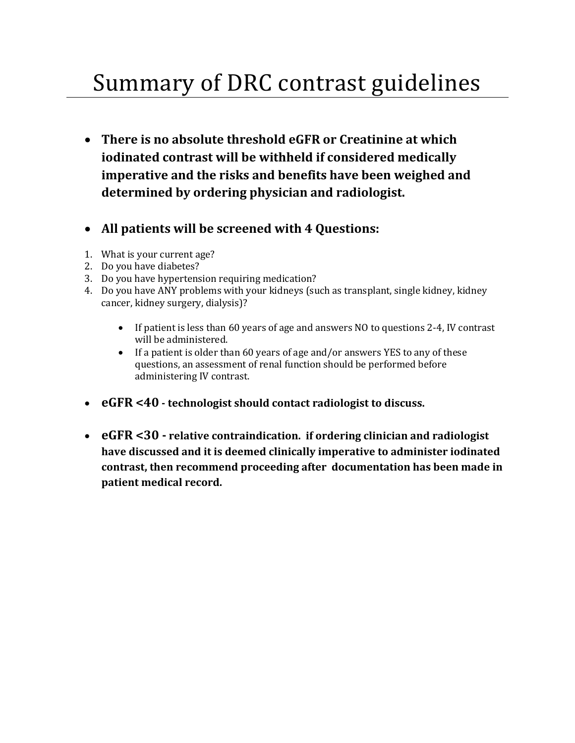# Summary of DRC contrast guidelines

- **There is no absolute threshold eGFR or Creatinine at which iodinated contrast will be withheld if considered medically imperative and the risks and benefits have been weighed and determined by ordering physician and radiologist.**

- **All patients will be screened with 4 Questions:**

1. What is your current age?
2. Do you have diabetes?
3. Do you have hypertension requiring medication?
4. Do you have ANY problems with your kidneys (such as transplant, single kidney, kidney cancer, kidney surgery, dialysis)?

    - If patient is less than 60 years of age and answers NO to questions 2-4, IV contrast will be administered.
    - If a patient is older than 60 years of age and/or answers YES to any of these questions, an assessment of renal function should be performed before administering IV contrast.

- **eGFR <40 - technologist should contact radiologist to discuss.**

- **eGFR <30 - relative contraindication. if ordering clinician and radiologist have discussed and it is deemed clinically imperative to administer iodinated contrast, then recommend proceeding after documentation has been made in patient medical record.**